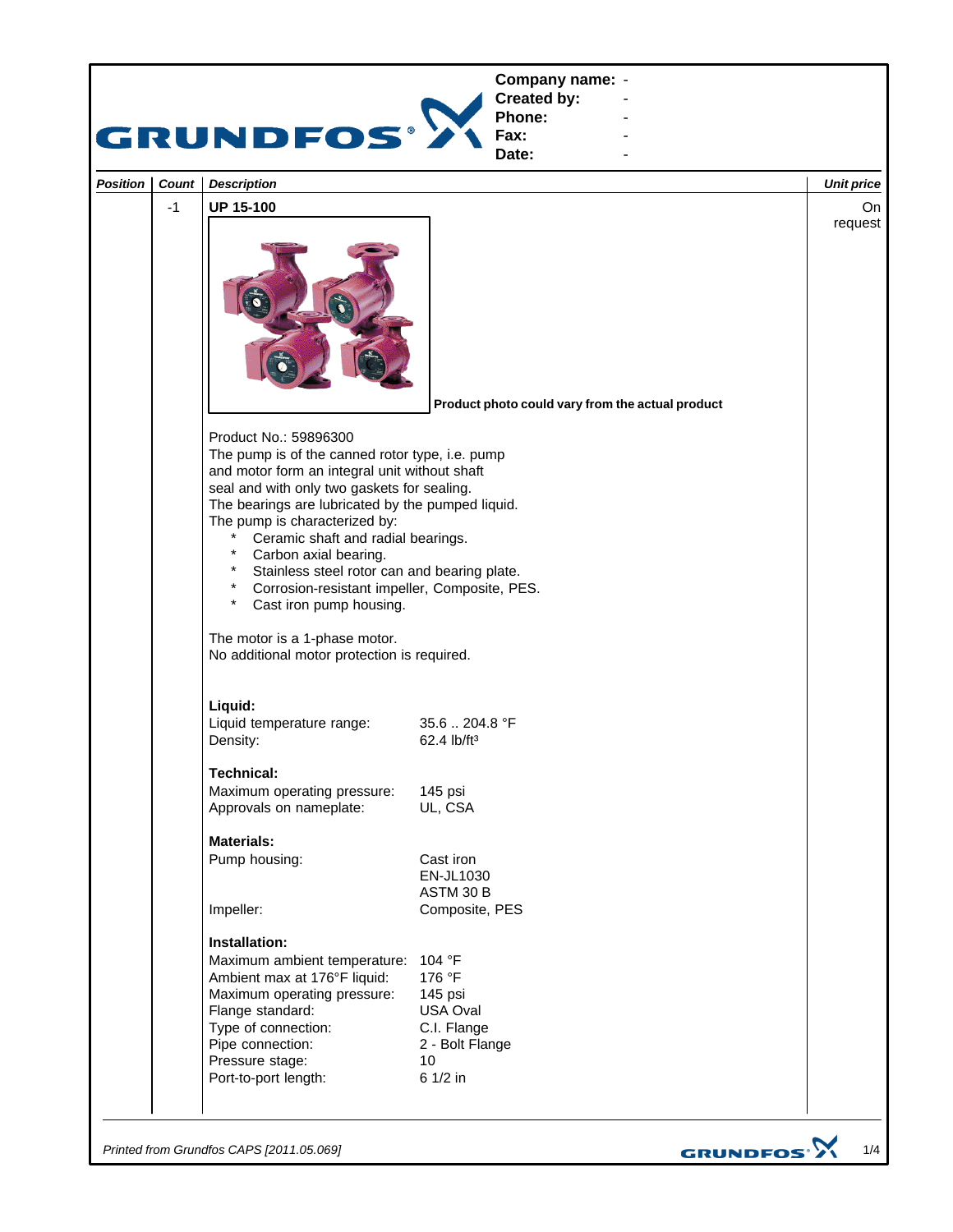**Company name:** -
**Created by:** -
**Phone:** -
**Fax:** -
**Date:** -

| Position | Count | Description | Unit price |
|---|---|---|---|
| | -1 | **UP 15-100** | On request |

**Product photo could vary from the actual product**

Product No.: 59896300
The pump is of the canned rotor type, i.e. pump and motor form an integral unit without shaft seal and with only two gaskets for sealing.
The bearings are lubricated by the pumped liquid.
The pump is characterized by:

* Ceramic shaft and radial bearings.
* Carbon axial bearing.
* Stainless steel rotor can and bearing plate.
* Corrosion-resistant impeller, Composite, PES.
* Cast iron pump housing.

The motor is a 1-phase motor.
No additional motor protection is required.

**Liquid:**

| | |
|---|---|
| Liquid temperature range: | 35.6 .. 204.8 °F |
| Density: | 62.4 lb/ft³ |

**Technical:**

| | |
|---|---|
| Maximum operating pressure: | 145 psi |
| Approvals on nameplate: | UL, CSA |

**Materials:**

| | |
|---|---|
| Pump housing: | Cast iron EN-JL1030 ASTM 30 B |
| Impeller: | Composite, PES |

**Installation:**

| | |
|---|---|
| Maximum ambient temperature: | 104 °F |
| Ambient max at 176°F liquid: | 176 °F |
| Maximum operating pressure: | 145 psi |
| Flange standard: | USA Oval |
| Type of connection: | C.I. Flange |
| Pipe connection: | 2 - Bolt Flange |
| Pressure stage: | 10 |
| Port-to-port length: | 6 1/2 in |

*Printed from Grundfos CAPS [2011.05.069]*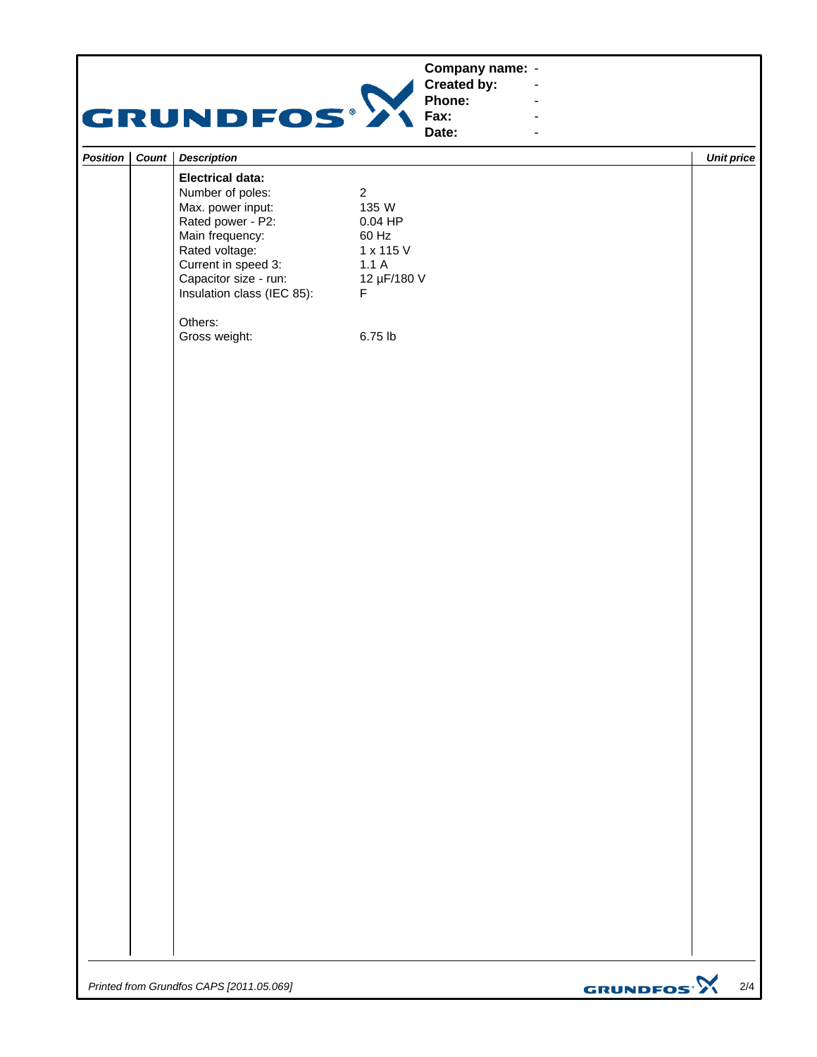| | |
|---|---|
| **Company name:** | - |
| **Created by:** | - |
| **Phone:** | - |
| **Fax:** | - |
| **Date:** | - |

| *Position* | *Count* | *Description* | *Unit price* |
|---|---|---|---|
| | | **Electrical data:** | |
| | | Number of poles: 2 | |
| | | Max. power input: 135 W | |
| | | Rated power - P2: 0.04 HP | |
| | | Main frequency: 60 Hz | |
| | | Rated voltage: 1 x 115 V | |
| | | Current in speed 3: 1.1 A | |
| | | Capacitor size - run: 12 µF/180 V | |
| | | Insulation class (IEC 85): F | |
| | | Others: | |
| | | Gross weight: 6.75 lb | |

*Printed from Grundfos CAPS [2011.05.069]*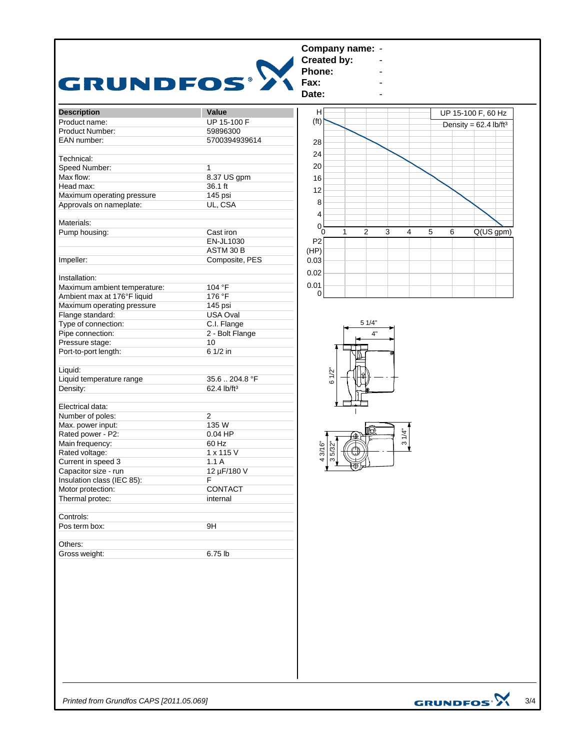**Company name:** -
**Created by:** -
**Phone:** -
**Fax:** -
**Date:** -

| Description | Value |
|---|---|
| Product name: | UP 15-100 F |
| Product Number: | 59896300 |
| EAN number: | 5700394939614 |
| | |
| Technical: | |
| Speed Number: | 1 |
| Max flow: | 8.37 US gpm |
| Head max: | 36.1 ft |
| Maximum operating pressure | 145 psi |
| Approvals on nameplate: | UL, CSA |
| | |
| Materials: | |
| Pump housing: | Cast iron |
| | EN-JL1030 |
| | ASTM 30 B |
| Impeller: | Composite, PES |
| | |
| Installation: | |
| Maximum ambient temperature: | 104 °F |
| Ambient max at 176°F liquid | 176 °F |
| Maximum operating pressure | 145 psi |
| Flange standard: | USA Oval |
| Type of connection: | C.I. Flange |
| Pipe connection: | 2 - Bolt Flange |
| Pressure stage: | 10 |
| Port-to-port length: | 6 1/2 in |
| | |
| Liquid: | |
| Liquid temperature range | 35.6 .. 204.8 °F |
| Density: | 62.4 lb/ft³ |
| | |
| Electrical data: | |
| Number of poles: | 2 |
| Max. power input: | 135 W |
| Rated power - P2: | 0.04 HP |
| Main frequency: | 60 Hz |
| Rated voltage: | 1 x 115 V |
| Current in speed 3 | 1.1 A |
| Capacitor size - run | 12 µF/180 V |
| Insulation class (IEC 85): | F |
| Motor protection: | CONTACT |
| Thermal protec: | internal |
| | |
| Controls: | |
| Pos term box: | 9H |
| | |
| Others: | |
| Gross weight: | 6.75 lb |

UP 15-100 F, 60 Hz
Density = 62.4 lb/ft³

H (ft) / Q (US gpm); P2 (HP)

Dimensions: 5 1/4", 4", 6 1/2", 4 3/16", 3 5/32", 3 1/4"

*Printed from Grundfos CAPS [2011.05.069]*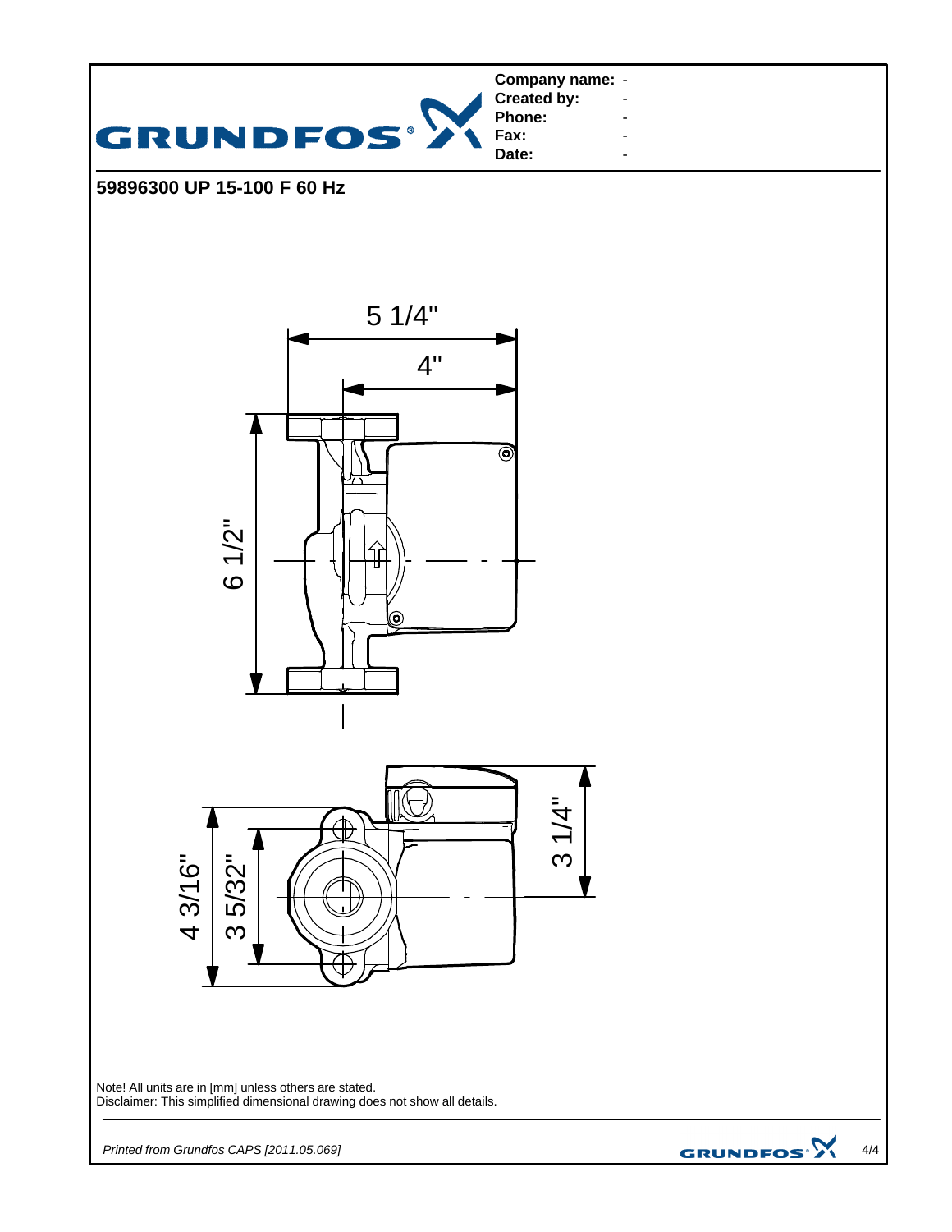Company name: -
Created by: -
Phone: -
Fax: -
Date: -

**59896300 UP 15-100 F 60 Hz**

5 1/4"

4"

6 1/2"

3 1/4"

4 3/16"

3 5/32"

Note! All units are in [mm] unless others are stated.
Disclaimer: This simplified dimensional drawing does not show all details.

*Printed from Grundfos CAPS [2011.05.069]*